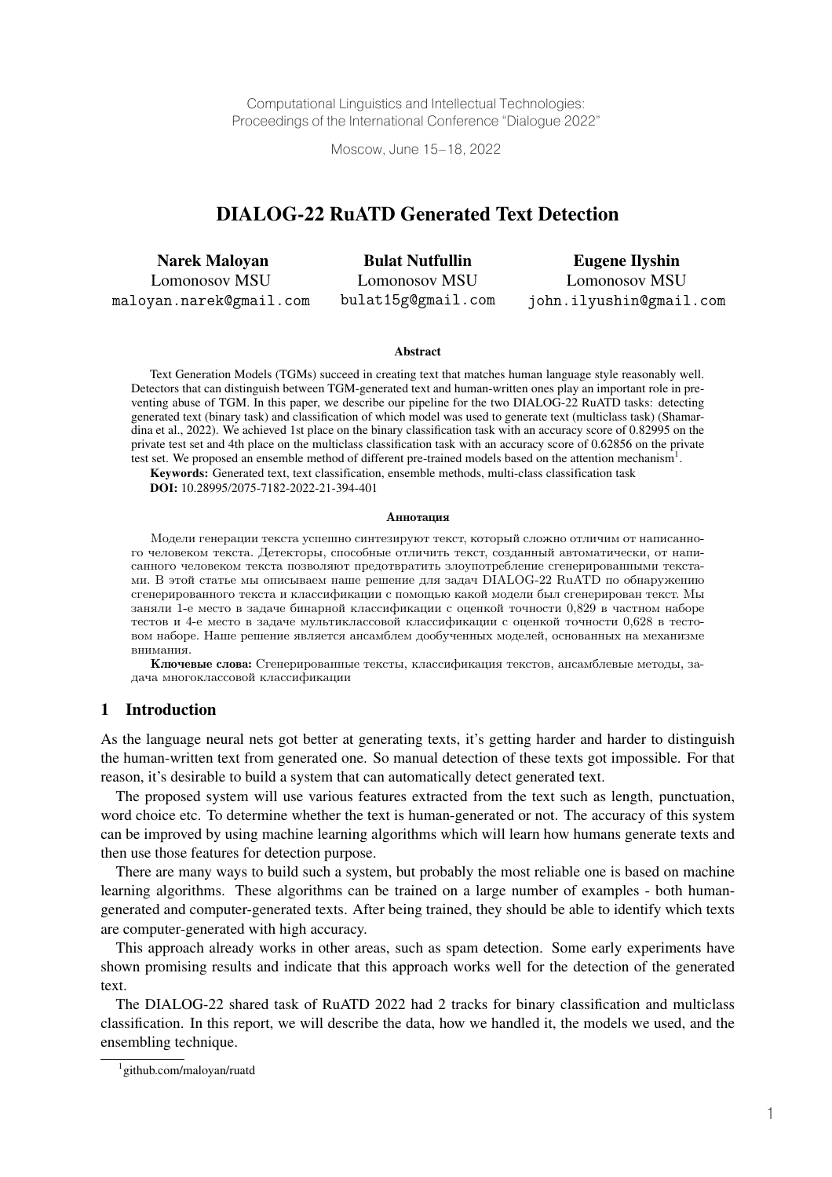Computational Linguistics and Intellectual Technologies:
Proceedings of the International Conference "Dialogue 2022"

Moscow, June 15–18, 2022

# DIALOG-22 RuATD Generated Text Detection

**Narek Maloyan**
Lomonosov MSU
maloyan.narek@gmail.com

**Bulat Nutfullin**
Lomonosov MSU
bulat15g@gmail.com

**Eugene Ilyshin**
Lomonosov MSU
john.ilyushin@gmail.com

### Abstract

Text Generation Models (TGMs) succeed in creating text that matches human language style reasonably well. Detectors that can distinguish between TGM-generated text and human-written ones play an important role in preventing abuse of TGM. In this paper, we describe our pipeline for the two DIALOG-22 RuATD tasks: detecting generated text (binary task) and classification of which model was used to generate text (multiclass task) (Shamardina et al., 2022). We achieved 1st place on the binary classification task with an accuracy score of 0.82995 on the private test set and 4th place on the multiclass classification task with an accuracy score of 0.62856 on the private test set. We proposed an ensemble method of different pre-trained models based on the attention mechanism[1].

**Keywords:** Generated text, text classification, ensemble methods, multi-class classification task
**DOI:** 10.28995/2075-7182-2022-21-394-401

### Аннотация

Модели генерации текста успешно синтезируют текст, который сложно отличим от написанного человеком текста. Детекторы, способные отличить текст, созданный автоматически, от написанного человеком текста позволяют предотвратить злоупотребление сгенерированными текстами. В этой статье мы описываем наше решение для задач DIALOG-22 RuATD по обнаружению сгенерированного текста и классификации с помощью какой модели был сгенерирован текст. Мы заняли 1-е место в задаче бинарной классификации с оценкой точности 0,829 в частном наборе тестов и 4-е место в задаче мультиклассовой классификации с оценкой точности 0,628 в тестовом наборе. Наше решение является ансамблем дообученных моделей, основанных на механизме внимания.

**Ключевые слова:** Сгенерированные тексты, классификация текстов, ансамблевые методы, задача многоклассовой классификации

## 1 Introduction

As the language neural nets got better at generating texts, it's getting harder and harder to distinguish the human-written text from generated one. So manual detection of these texts got impossible. For that reason, it's desirable to build a system that can automatically detect generated text.

The proposed system will use various features extracted from the text such as length, punctuation, word choice etc. To determine whether the text is human-generated or not. The accuracy of this system can be improved by using machine learning algorithms which will learn how humans generate texts and then use those features for detection purpose.

There are many ways to build such a system, but probably the most reliable one is based on machine learning algorithms. These algorithms can be trained on a large number of examples - both human-generated and computer-generated texts. After being trained, they should be able to identify which texts are computer-generated with high accuracy.

This approach already works in other areas, such as spam detection. Some early experiments have shown promising results and indicate that this approach works well for the detection of the generated text.

The DIALOG-22 shared task of RuATD 2022 had 2 tracks for binary classification and multiclass classification. In this report, we will describe the data, how we handled it, the models we used, and the ensembling technique.

[1] github.com/maloyan/ruatd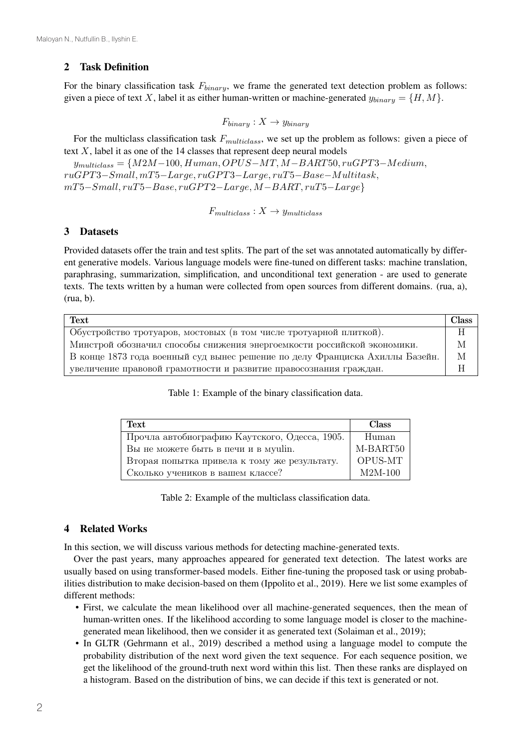## 2 Task Definition

For the binary classification task $F_{binary}$, we frame the generated text detection problem as follows: given a piece of text $X$, label it as either human-written or machine-generated $y_{binary} = \{H, M\}$.

$$F_{binary} : X \rightarrow y_{binary}$$

For the multiclass classification task $F_{multiclass}$, we set up the problem as follows: given a piece of text $X$, label it as one of the 14 classes that represent deep neural models

$y_{multiclass} = \{M2M{-}100, Human, OPUS{-}MT, M{-}BART50, ruGPT3{-}Medium, ruGPT3{-}Small, mT5{-}Large, ruGPT3{-}Large, ruT5{-}Base{-}Multitask, mT5{-}Small, ruT5{-}Base, ruGPT2{-}Large, M{-}BART, ruT5{-}Large\}$

$$F_{multiclass} : X \rightarrow y_{multiclass}$$

## 3 Datasets

Provided datasets offer the train and test splits. The part of the set was annotated automatically by different generative models. Various language models were fine-tuned on different tasks: machine translation, paraphrasing, summarization, simplification, and unconditional text generation - are used to generate texts. The texts written by a human were collected from open sources from different domains. (rua, a), (rua, b).

| Text | Class |
|---|---|
| Обустройство тротуаров, мостовых (в том числе тротуарной плиткой). | H |
| Минстрой обозначил способы снижения энергоемкости российской экономики. | M |
| В конце 1873 года военный суд вынес решение по делу Франциска Ахиллы Базейн. | M |
| увеличение правовой грамотности и развитие правосознания граждан. | H |

Table 1: Example of the binary classification data.

| Text | Class |
|---|---|
| Прочла автобиографию Каутского, Одесса, 1905. | Human |
| Вы не можете быть в печи и в myulin. | M-BART50 |
| Вторая попытка привела к тому же результату. | OPUS-MT |
| Сколько учеников в вашем классе? | M2M-100 |

Table 2: Example of the multiclass classification data.

## 4 Related Works

In this section, we will discuss various methods for detecting machine-generated texts.

Over the past years, many approaches appeared for generated text detection. The latest works are usually based on using transformer-based models. Either fine-tuning the proposed task or using probabilities distribution to make decision-based on them (Ippolito et al., 2019). Here we list some examples of different methods:

- First, we calculate the mean likelihood over all machine-generated sequences, then the mean of human-written ones. If the likelihood according to some language model is closer to the machine-generated mean likelihood, then we consider it as generated text (Solaiman et al., 2019);
- In GLTR (Gehrmann et al., 2019) described a method using a language model to compute the probability distribution of the next word given the text sequence. For each sequence position, we get the likelihood of the ground-truth next word within this list. Then these ranks are displayed on a histogram. Based on the distribution of bins, we can decide if this text is generated or not.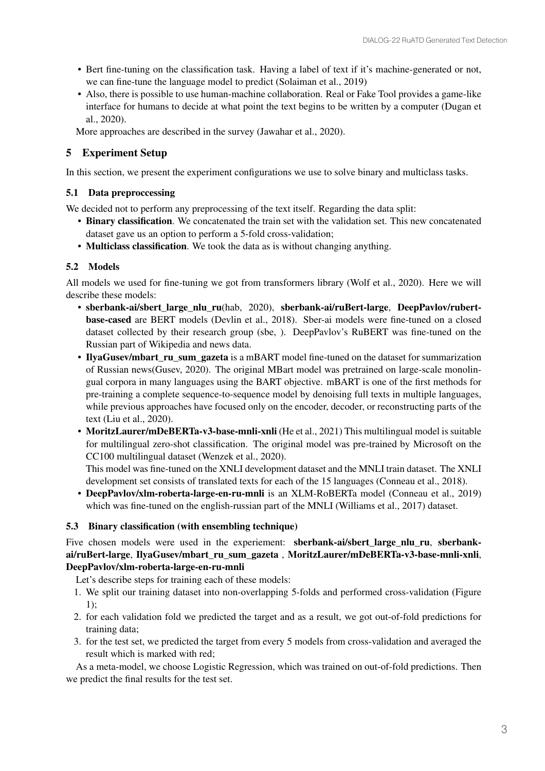- Bert fine-tuning on the classification task. Having a label of text if it's machine-generated or not, we can fine-tune the language model to predict (Solaiman et al., 2019)
- Also, there is possible to use human-machine collaboration. Real or Fake Tool provides a game-like interface for humans to decide at what point the text begins to be written by a computer (Dugan et al., 2020).

More approaches are described in the survey (Jawahar et al., 2020).

## 5 Experiment Setup

In this section, we present the experiment configurations we use to solve binary and multiclass tasks.

### 5.1 Data preproccessing

We decided not to perform any preprocessing of the text itself. Regarding the data split:

- **Binary classification**. We concatenated the train set with the validation set. This new concatenated dataset gave us an option to perform a 5-fold cross-validation;
- **Multiclass classification**. We took the data as is without changing anything.

### 5.2 Models

All models we used for fine-tuning we got from transformers library (Wolf et al., 2020). Here we will describe these models:

- **sberbank-ai/sbert_large_nlu_ru**(hab, 2020), **sberbank-ai/ruBert-large**, **DeepPavlov/rubert-base-cased** are BERT models (Devlin et al., 2018). Sber-ai models were fine-tuned on a closed dataset collected by their research group (sbe, ). DeepPavlov's RuBERT was fine-tuned on the Russian part of Wikipedia and news data.
- **IlyaGusev/mbart_ru_sum_gazeta** is a mBART model fine-tuned on the dataset for summarization of Russian news(Gusev, 2020). The original MBart model was pretrained on large-scale monolingual corpora in many languages using the BART objective. mBART is one of the first methods for pre-training a complete sequence-to-sequence model by denoising full texts in multiple languages, while previous approaches have focused only on the encoder, decoder, or reconstructing parts of the text (Liu et al., 2020).
- **MoritzLaurer/mDeBERTa-v3-base-mnli-xnli** (He et al., 2021) This multilingual model is suitable for multilingual zero-shot classification. The original model was pre-trained by Microsoft on the CC100 multilingual dataset (Wenzek et al., 2020).
  This model was fine-tuned on the XNLI development dataset and the MNLI train dataset. The XNLI development set consists of translated texts for each of the 15 languages (Conneau et al., 2018).
- **DeepPavlov/xlm-roberta-large-en-ru-mnli** is an XLM-RoBERTa model (Conneau et al., 2019) which was fine-tuned on the english-russian part of the MNLI (Williams et al., 2017) dataset.

### 5.3 Binary classification (with ensembling technique)

Five chosen models were used in the experiement: **sberbank-ai/sbert_large_nlu_ru**, **sberbank-ai/ruBert-large**, **IlyaGusev/mbart_ru_sum_gazeta** , **MoritzLaurer/mDeBERTa-v3-base-mnli-xnli**, **DeepPavlov/xlm-roberta-large-en-ru-mnli**

Let's describe steps for training each of these models:

1. We split our training dataset into non-overlapping 5-folds and performed cross-validation (Figure 1);
2. for each validation fold we predicted the target and as a result, we got out-of-fold predictions for training data;
3. for the test set, we predicted the target from every 5 models from cross-validation and averaged the result which is marked with red;

As a meta-model, we choose Logistic Regression, which was trained on out-of-fold predictions. Then we predict the final results for the test set.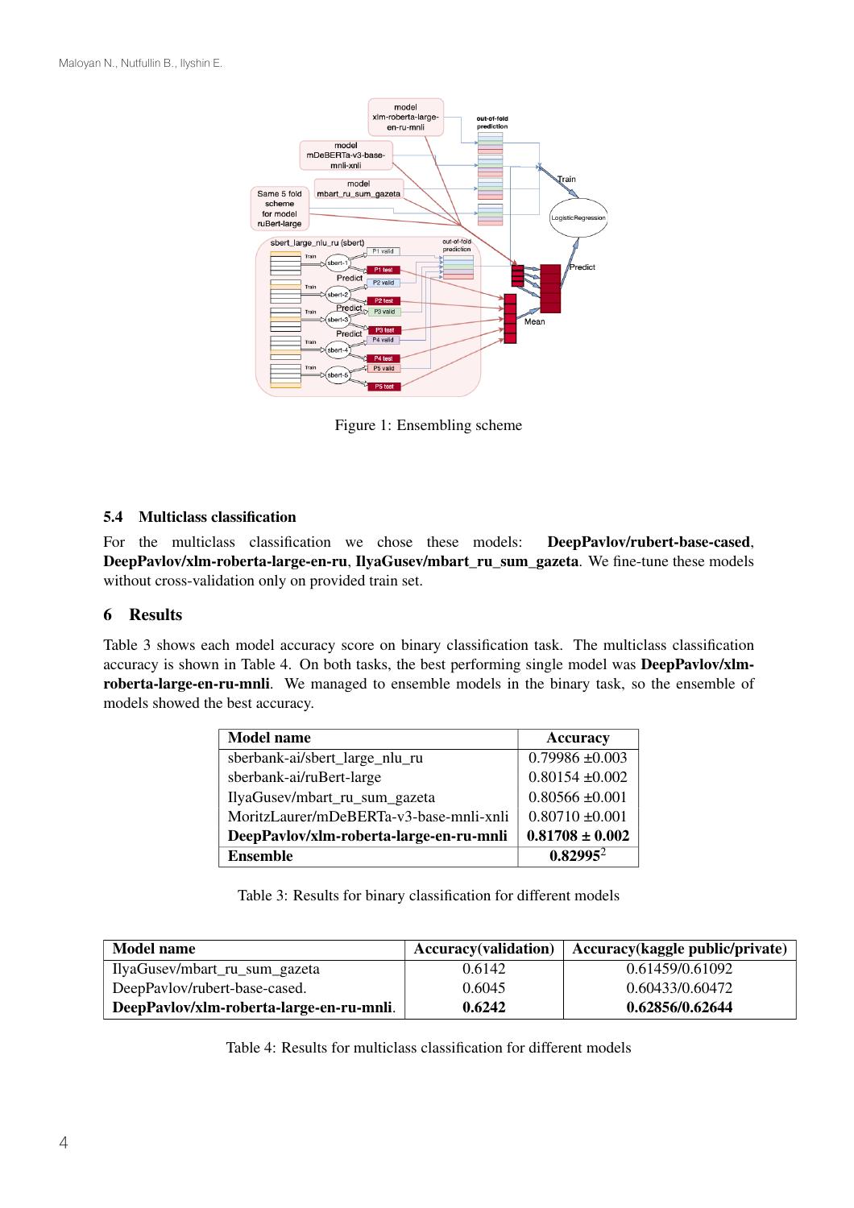Figure 1: Ensembling scheme

### 5.4 Multiclass classification

For the multiclass classification we chose these models: **DeepPavlov/rubert-base-cased**, **DeepPavlov/xlm-roberta-large-en-ru**, **IlyaGusev/mbart_ru_sum_gazeta**. We fine-tune these models without cross-validation only on provided train set.

## 6 Results

Table 3 shows each model accuracy score on binary classification task. The multiclass classification accuracy is shown in Table 4. On both tasks, the best performing single model was **DeepPavlov/xlm-roberta-large-en-ru-mnli**. We managed to ensemble models in the binary task, so the ensemble of models showed the best accuracy.

| Model name | Accuracy |
|---|---|
| sberbank-ai/sbert_large_nlu_ru | 0.79986 ±0.003 |
| sberbank-ai/ruBert-large | 0.80154 ±0.002 |
| IlyaGusev/mbart_ru_sum_gazeta | 0.80566 ±0.001 |
| MoritzLaurer/mDeBERTa-v3-base-mnli-xnli | 0.80710 ±0.001 |
| **DeepPavlov/xlm-roberta-large-en-ru-mnli** | **0.81708 ± 0.002** |
| **Ensemble** | **0.82995**[2] |

Table 3: Results for binary classification for different models

| Model name | Accuracy(validation) | Accuracy(kaggle public/private) |
|---|---|---|
| IlyaGusev/mbart_ru_sum_gazeta | 0.6142 | 0.61459/0.61092 |
| DeepPavlov/rubert-base-cased. | 0.6045 | 0.60433/0.60472 |
| **DeepPavlov/xlm-roberta-large-en-ru-mnli**. | **0.6242** | **0.62856/0.62644** |

Table 4: Results for multiclass classification for different models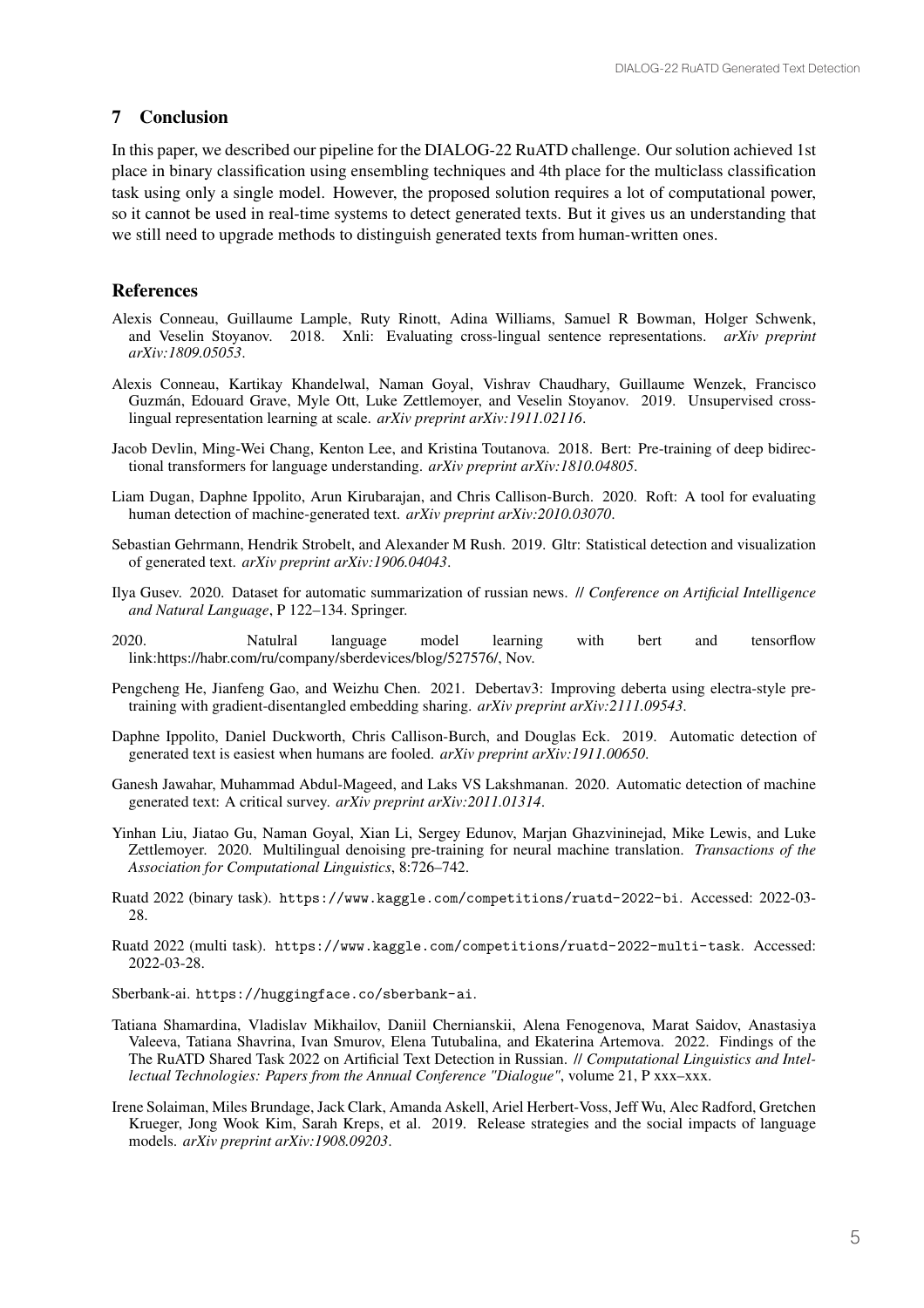## 7 Conclusion

In this paper, we described our pipeline for the DIALOG-22 RuATD challenge. Our solution achieved 1st place in binary classification using ensembling techniques and 4th place for the multiclass classification task using only a single model. However, the proposed solution requires a lot of computational power, so it cannot be used in real-time systems to detect generated texts. But it gives us an understanding that we still need to upgrade methods to distinguish generated texts from human-written ones.

## References

Alexis Conneau, Guillaume Lample, Ruty Rinott, Adina Williams, Samuel R Bowman, Holger Schwenk, and Veselin Stoyanov. 2018. Xnli: Evaluating cross-lingual sentence representations. *arXiv preprint arXiv:1809.05053*.

Alexis Conneau, Kartikay Khandelwal, Naman Goyal, Vishrav Chaudhary, Guillaume Wenzek, Francisco Guzmán, Edouard Grave, Myle Ott, Luke Zettlemoyer, and Veselin Stoyanov. 2019. Unsupervised cross-lingual representation learning at scale. *arXiv preprint arXiv:1911.02116*.

Jacob Devlin, Ming-Wei Chang, Kenton Lee, and Kristina Toutanova. 2018. Bert: Pre-training of deep bidirectional transformers for language understanding. *arXiv preprint arXiv:1810.04805*.

Liam Dugan, Daphne Ippolito, Arun Kirubarajan, and Chris Callison-Burch. 2020. Roft: A tool for evaluating human detection of machine-generated text. *arXiv preprint arXiv:2010.03070*.

Sebastian Gehrmann, Hendrik Strobelt, and Alexander M Rush. 2019. Gltr: Statistical detection and visualization of generated text. *arXiv preprint arXiv:1906.04043*.

Ilya Gusev. 2020. Dataset for automatic summarization of russian news. // *Conference on Artificial Intelligence and Natural Language*, P 122–134. Springer.

2020. Natulral language model learning with bert and tensorflow link:https://habr.com/ru/company/sberdevices/blog/527576/, Nov.

Pengcheng He, Jianfeng Gao, and Weizhu Chen. 2021. Debertav3: Improving deberta using electra-style pre-training with gradient-disentangled embedding sharing. *arXiv preprint arXiv:2111.09543*.

Daphne Ippolito, Daniel Duckworth, Chris Callison-Burch, and Douglas Eck. 2019. Automatic detection of generated text is easiest when humans are fooled. *arXiv preprint arXiv:1911.00650*.

Ganesh Jawahar, Muhammad Abdul-Mageed, and Laks VS Lakshmanan. 2020. Automatic detection of machine generated text: A critical survey. *arXiv preprint arXiv:2011.01314*.

Yinhan Liu, Jiatao Gu, Naman Goyal, Xian Li, Sergey Edunov, Marjan Ghazvininejad, Mike Lewis, and Luke Zettlemoyer. 2020. Multilingual denoising pre-training for neural machine translation. *Transactions of the Association for Computational Linguistics*, 8:726–742.

Ruatd 2022 (binary task). https://www.kaggle.com/competitions/ruatd-2022-bi. Accessed: 2022-03-28.

Ruatd 2022 (multi task). https://www.kaggle.com/competitions/ruatd-2022-multi-task. Accessed: 2022-03-28.

Sberbank-ai. https://huggingface.co/sberbank-ai.

Tatiana Shamardina, Vladislav Mikhailov, Daniil Chernianskii, Alena Fenogenova, Marat Saidov, Anastasiya Valeeva, Tatiana Shavrina, Ivan Smurov, Elena Tutubalina, and Ekaterina Artemova. 2022. Findings of the The RuATD Shared Task 2022 on Artificial Text Detection in Russian. // *Computational Linguistics and Intellectual Technologies: Papers from the Annual Conference "Dialogue"*, volume 21, P xxx–xxx.

Irene Solaiman, Miles Brundage, Jack Clark, Amanda Askell, Ariel Herbert-Voss, Jeff Wu, Alec Radford, Gretchen Krueger, Jong Wook Kim, Sarah Kreps, et al. 2019. Release strategies and the social impacts of language models. *arXiv preprint arXiv:1908.09203*.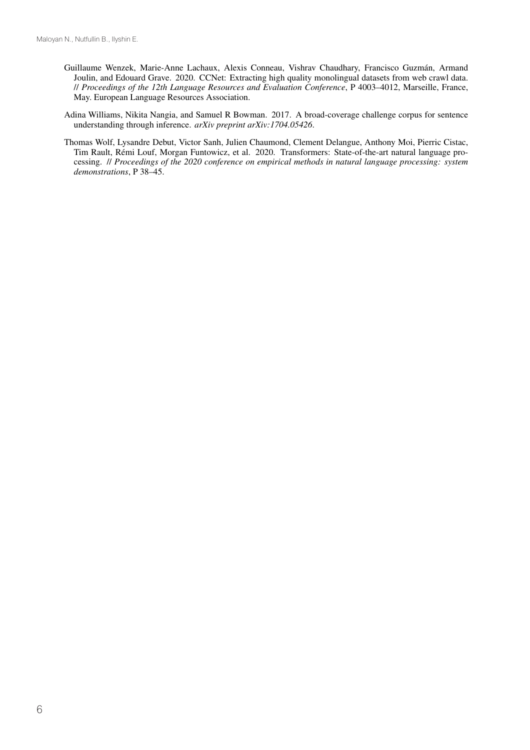Guillaume Wenzek, Marie-Anne Lachaux, Alexis Conneau, Vishrav Chaudhary, Francisco Guzmán, Armand Joulin, and Edouard Grave. 2020. CCNet: Extracting high quality monolingual datasets from web crawl data. // *Proceedings of the 12th Language Resources and Evaluation Conference*, P 4003–4012, Marseille, France, May. European Language Resources Association.

Adina Williams, Nikita Nangia, and Samuel R Bowman. 2017. A broad-coverage challenge corpus for sentence understanding through inference. *arXiv preprint arXiv:1704.05426*.

Thomas Wolf, Lysandre Debut, Victor Sanh, Julien Chaumond, Clement Delangue, Anthony Moi, Pierric Cistac, Tim Rault, Rémi Louf, Morgan Funtowicz, et al. 2020. Transformers: State-of-the-art natural language processing. // *Proceedings of the 2020 conference on empirical methods in natural language processing: system demonstrations*, P 38–45.